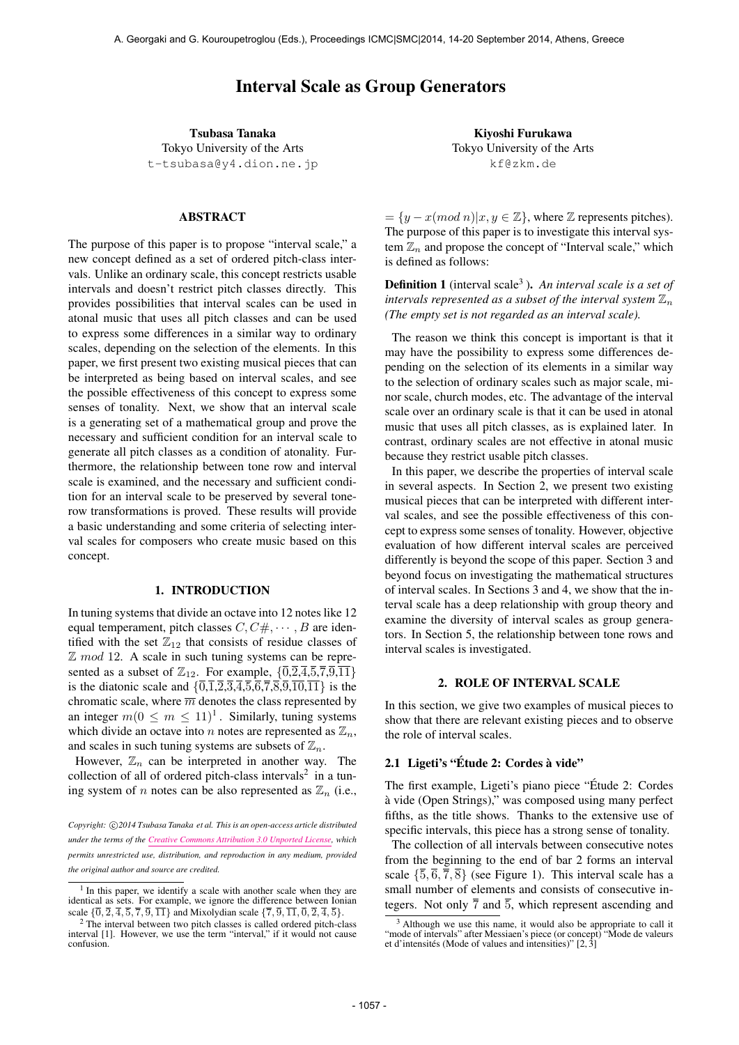# Interval Scale as Group Generators

**Tsubasa Tanaka**
Tokyo University of the Arts
t-tsubasa@y4.dion.ne.jp

**Kiyoshi Furukawa**
Tokyo University of the Arts
kf@zkm.de

## ABSTRACT

The purpose of this paper is to propose "interval scale," a new concept defined as a set of ordered pitch-class intervals. Unlike an ordinary scale, this concept restricts usable intervals and doesn't restrict pitch classes directly. This provides possibilities that interval scales can be used in atonal music that uses all pitch classes and can be used to express some differences in a similar way to ordinary scales, depending on the selection of the elements. In this paper, we first present two existing musical pieces that can be interpreted as being based on interval scales, and see the possible effectiveness of this concept to express some senses of tonality. Next, we show that an interval scale is a generating set of a mathematical group and prove the necessary and sufficient condition for an interval scale to generate all pitch classes as a condition of atonality. Furthermore, the relationship between tone row and interval scale is examined, and the necessary and sufficient condition for an interval scale to be preserved by several tone-row transformations is proved. These results will provide a basic understanding and some criteria of selecting interval scales for composers who create music based on this concept.

## 1. INTRODUCTION

In tuning systems that divide an octave into 12 notes like 12 equal temperament, pitch classes $C, C\#, \cdots, B$ are identified with the set $\mathbb{Z}_{12}$ that consists of residue classes of $\mathbb{Z}$ $mod$ 12. A scale in such tuning systems can be represented as a subset of $\mathbb{Z}_{12}$. For example, $\{\overline{0},\overline{2},\overline{4},\overline{5},\overline{7},\overline{9},\overline{11}\}$ is the diatonic scale and $\{\overline{0},\overline{1},\overline{2},\overline{3},\overline{4},\overline{5},\overline{6},\overline{7},\overline{8},\overline{9},\overline{10},\overline{11}\}$ is the chromatic scale, where $\overline{m}$ denotes the class represented by an integer $m (0 \leq m \leq 11)$[1]. Similarly, tuning systems which divide an octave into $n$ notes are represented as $\mathbb{Z}_n$, and scales in such tuning systems are subsets of $\mathbb{Z}_n$.

However, $\mathbb{Z}_n$ can be interpreted in another way. The collection of all of ordered pitch-class intervals[2] in a tuning system of $n$ notes can be also represented as $\mathbb{Z}_n$ (i.e., $= \{y - x (mod\ n) | x, y \in \mathbb{Z}\}$, where $\mathbb{Z}$ represents pitches). The purpose of this paper is to investigate this interval system $\mathbb{Z}_n$ and propose the concept of "Interval scale," which is defined as follows:

**Definition 1** (interval scale[3]). *An interval scale is a set of intervals represented as a subset of the interval system $\mathbb{Z}_n$ (The empty set is not regarded as an interval scale).*

The reason we think this concept is important is that it may have the possibility to express some differences depending on the selection of its elements in a similar way to the selection of ordinary scales such as major scale, minor scale, church modes, etc. The advantage of the interval scale over an ordinary scale is that it can be used in atonal music that uses all pitch classes, as is explained later. In contrast, ordinary scales are not effective in atonal music because they restrict usable pitch classes.

In this paper, we describe the properties of interval scale in several aspects. In Section 2, we present two existing musical pieces that can be interpreted with different interval scales, and see the possible effectiveness of this concept to express some senses of tonality. However, objective evaluation of how different interval scales are perceived differently is beyond the scope of this paper. Section 3 and beyond focus on investigating the mathematical structures of interval scales. In Sections 3 and 4, we show that the interval scale has a deep relationship with group theory and examine the diversity of interval scales as group generators. In Section 5, the relationship between tone rows and interval scales is investigated.

## 2. ROLE OF INTERVAL SCALE

In this section, we give two examples of musical pieces to show that there are relevant existing pieces and to observe the role of interval scales.

### 2.1 Ligeti's "Étude 2: Cordes à vide"

The first example, Ligeti's piano piece "Étude 2: Cordes à vide (Open Strings)," was composed using many perfect fifths, as the title shows. Thanks to the extensive use of specific intervals, this piece has a strong sense of tonality.

The collection of all intervals between consecutive notes from the beginning to the end of bar 2 forms an interval scale $\{\overline{5},\overline{6},\overline{7},\overline{8}\}$ (see Figure 1). This interval scale has a small number of elements and consists of consecutive integers. Not only $\overline{7}$ and $\overline{5}$, which represent ascending and

---

Copyright: ©2014 Tsubasa Tanaka et al. This is an open-access article distributed under the terms of the Creative Commons Attribution 3.0 Unported License, which permits unrestricted use, distribution, and reproduction in any medium, provided the original author and source are credited.

[1] In this paper, we identify a scale with another scale when they are identical as sets. For example, we ignore the difference between Ionian scale $\{\overline{0},\overline{2},\overline{4},\overline{5},\overline{7},\overline{9},\overline{11}\}$ and Mixolydian scale $\{\overline{7},\overline{9},\overline{11},\overline{0},\overline{2},\overline{4},\overline{5}\}$.

[2] The interval between two pitch classes is called ordered pitch-class interval [1]. However, we use the term "interval," if it would not cause confusion.

[3] Although we use this name, it would also be appropriate to call it "mode of intervals" after Messiaen's piece (or concept) "Mode de valeurs et d'intensités (Mode of values and intensities)" [2, 3]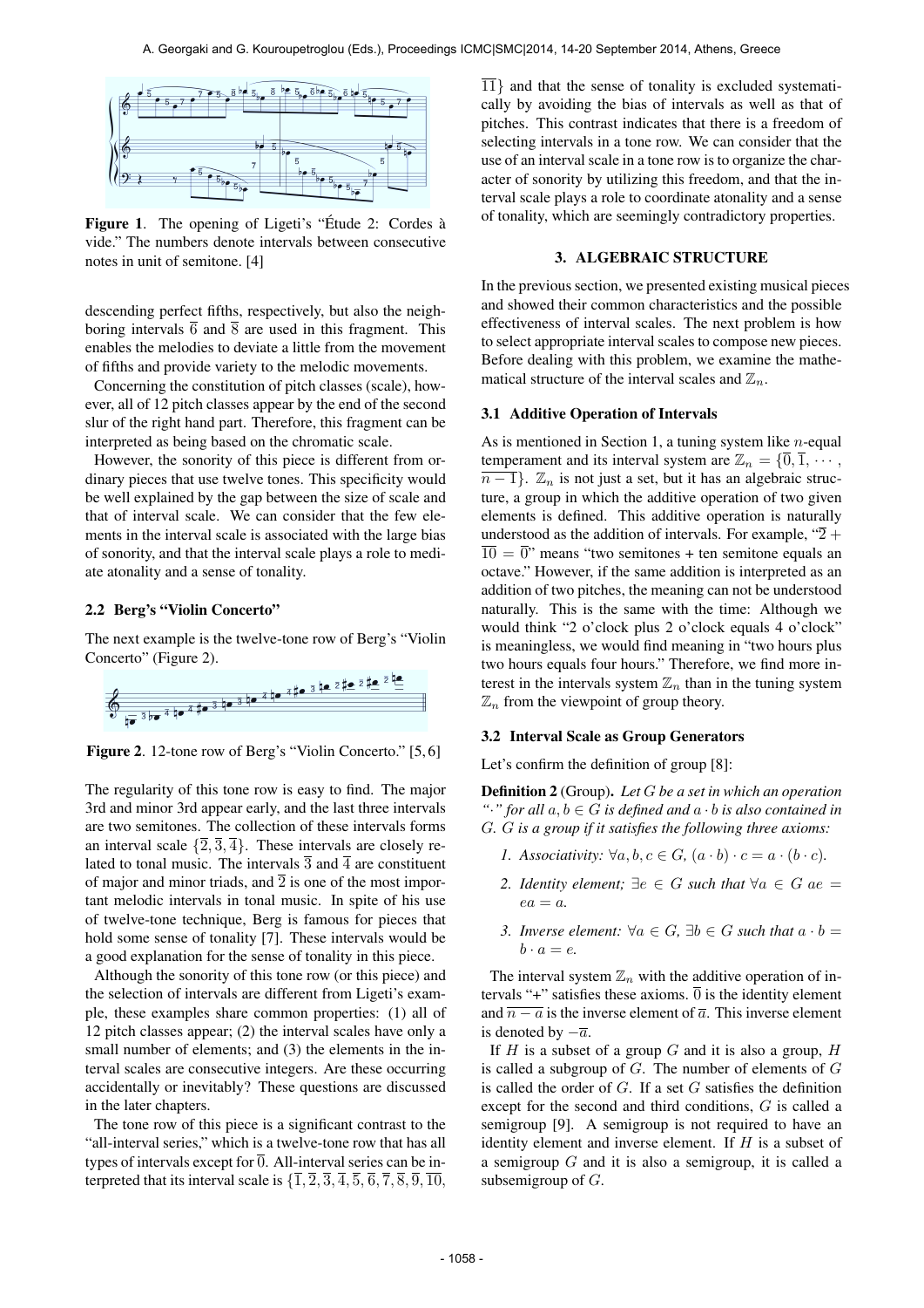Figure 1. The opening of Ligeti's "Étude 2: Cordes à vide." The numbers denote intervals between consecutive notes in unit of semitone. [4]

descending perfect fifths, respectively, but also the neighboring intervals $\overline{6}$ and $\overline{8}$ are used in this fragment. This enables the melodies to deviate a little from the movement of fifths and provide variety to the melodic movements.

Concerning the constitution of pitch classes (scale), however, all of 12 pitch classes appear by the end of the second slur of the right hand part. Therefore, this fragment can be interpreted as being based on the chromatic scale.

However, the sonority of this piece is different from ordinary pieces that use twelve tones. This specificity would be well explained by the gap between the size of scale and that of interval scale. We can consider that the few elements in the interval scale is associated with the large bias of sonority, and that the interval scale plays a role to mediate atonality and a sense of tonality.

### 2.2 Berg's "Violin Concerto"

The next example is the twelve-tone row of Berg's "Violin Concerto" (Figure 2).

Figure 2. 12-tone row of Berg's "Violin Concerto." [5, 6]

The regularity of this tone row is easy to find. The major 3rd and minor 3rd appear early, and the last three intervals are two semitones. The collection of these intervals forms an interval scale $\{\overline{2}, \overline{3}, \overline{4}\}$. These intervals are closely related to tonal music. The intervals $\overline{3}$ and $\overline{4}$ are constituent of major and minor triads, and $\overline{2}$ is one of the most important melodic intervals in tonal music. In spite of his use of twelve-tone technique, Berg is famous for pieces that hold some sense of tonality [7]. These intervals would be a good explanation for the sense of tonality in this piece.

Although the sonority of this tone row (or this piece) and the selection of intervals are different from Ligeti's example, these examples share common properties: (1) all of 12 pitch classes appear; (2) the interval scales have only a small number of elements; and (3) the elements in the interval scales are consecutive integers. Are these occurring accidentally or inevitably? These questions are discussed in the later chapters.

The tone row of this piece is a significant contrast to the "all-interval series," which is a twelve-tone row that has all types of intervals except for $\overline{0}$. All-interval series can be interpreted that its interval scale is $\{\overline{1}, \overline{2}, \overline{3}, \overline{4}, \overline{5}, \overline{6}, \overline{7}, \overline{8}, \overline{9}, \overline{10}, \overline{11}\}$ and that the sense of tonality is excluded systematically by avoiding the bias of intervals as well as that of pitches. This contrast indicates that there is a freedom of selecting intervals in a tone row. We can consider that the use of an interval scale in a tone row is to organize the character of sonority by utilizing this freedom, and that the interval scale plays a role to coordinate atonality and a sense of tonality, which are seemingly contradictory properties.

## 3. ALGEBRAIC STRUCTURE

In the previous section, we presented existing musical pieces and showed their common characteristics and the possible effectiveness of interval scales. The next problem is how to select appropriate interval scales to compose new pieces. Before dealing with this problem, we examine the mathematical structure of the interval scales and $\mathbb{Z}_n$.

### 3.1 Additive Operation of Intervals

As is mentioned in Section 1, a tuning system like $n$-equal temperament and its interval system are $\mathbb{Z}_n = \{\overline{0}, \overline{1}, \cdots, \overline{n-1}\}$. $\mathbb{Z}_n$ is not just a set, but it has an algebraic structure, a group in which the additive operation of two given elements is defined. This additive operation is naturally understood as the addition of intervals. For example, "$\overline{2} + \overline{10} = \overline{0}$" means "two semitones + ten semitone equals an octave." However, if the same addition is interpreted as an addition of two pitches, the meaning can not be understood naturally. This is the same with the time: Although we would think "2 o'clock plus 2 o'clock equals 4 o'clock" is meaningless, we would find meaning in "two hours plus two hours equals four hours." Therefore, we find more interest in the intervals system $\mathbb{Z}_n$ than in the tuning system $\mathbb{Z}_n$ from the viewpoint of group theory.

### 3.2 Interval Scale as Group Generators

Let's confirm the definition of group [8]:

**Definition 2** (Group)**.** *Let $G$ be a set in which an operation "$\cdot$" for all $a, b \in G$ is defined and $a \cdot b$ is also contained in $G$. $G$ is a group if it satisfies the following three axioms:*

1. *Associativity: $\forall a, b, c \in G$, $(a \cdot b) \cdot c = a \cdot (b \cdot c)$.*
2. *Identity element; $\exists e \in G$ such that $\forall a \in G$ $ae = ea = a$.*
3. *Inverse element: $\forall a \in G$, $\exists b \in G$ such that $a \cdot b = b \cdot a = e$.*

The interval system $\mathbb{Z}_n$ with the additive operation of intervals "+" satisfies these axioms. $\overline{0}$ is the identity element and $\overline{n-a}$ is the inverse element of $\overline{a}$. This inverse element is denoted by $-\overline{a}$.

If $H$ is a subset of a group $G$ and it is also a group, $H$ is called a subgroup of $G$. The number of elements of $G$ is called the order of $G$. If a set $G$ satisfies the definition except for the second and third conditions, $G$ is called a semigroup [9]. A semigroup is not required to have an identity element and inverse element. If $H$ is a subset of a semigroup $G$ and it is also a semigroup, it is called a subsemigroup of $G$.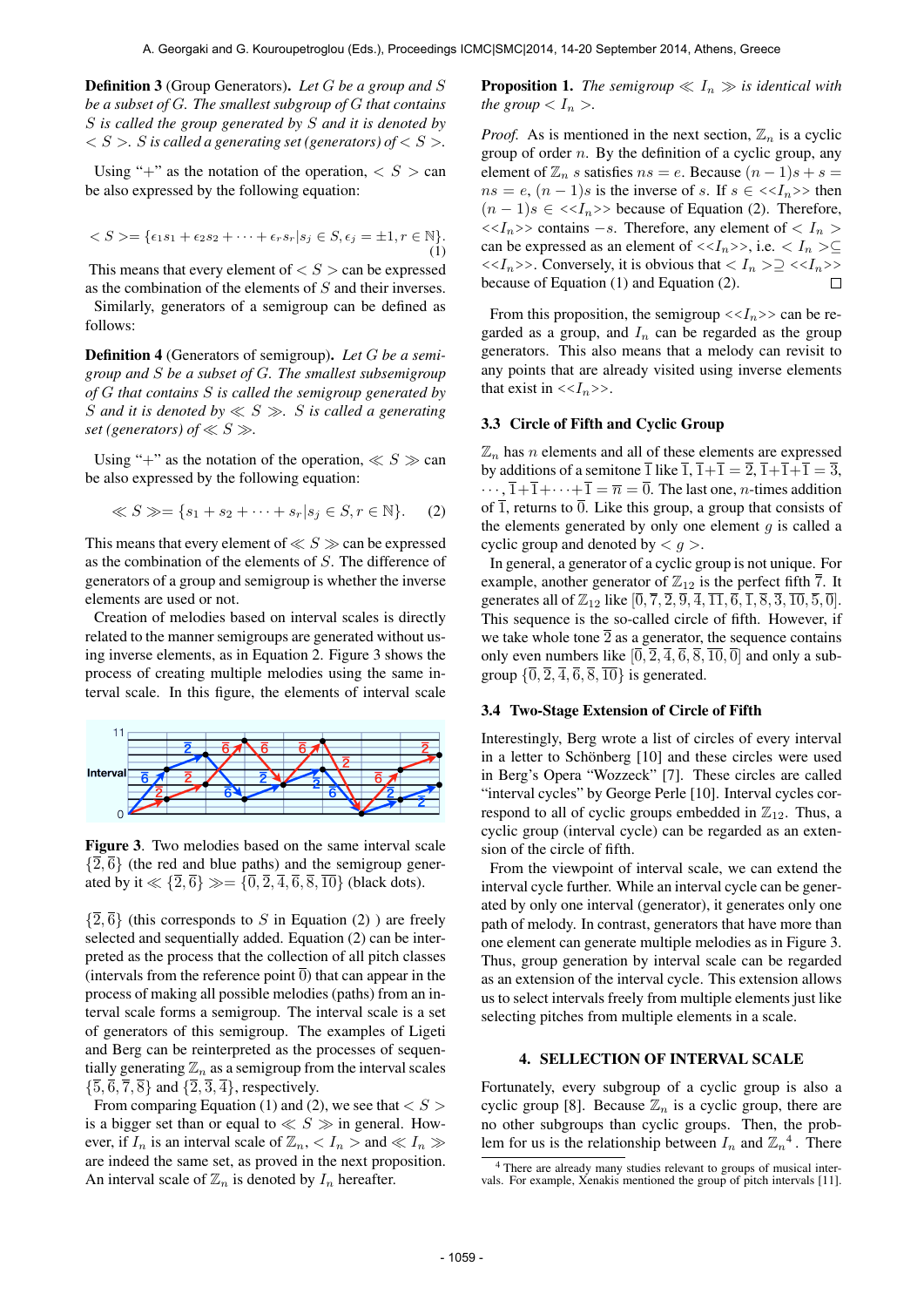**Definition 3** (Group Generators). *Let $G$ be a group and $S$ be a subset of $G$. The smallest subgroup of $G$ that contains $S$ is called the group generated by $S$ and it is denoted by $< S >$. $S$ is called a generating set (generators) of $< S >$.*

Using "+" as the notation of the operation, $< S >$ can be also expressed by the following equation:

$$< S >= \{\epsilon_1 s_1 + \epsilon_2 s_2 + \cdots + \epsilon_r s_r | s_j \in S, \epsilon_j = \pm 1, r \in \mathbb{N}\}. \quad (1)$$

This means that every element of $< S >$ can be expressed as the combination of the elements of $S$ and their inverses.

Similarly, generators of a semigroup can be defined as follows:

**Definition 4** (Generators of semigroup). *Let $G$ be a semigroup and $S$ be a subset of $G$. The smallest subsemigroup of $G$ that contains $S$ is called the semigroup generated by $S$ and it is denoted by $\ll S \gg$. $S$ is called a generating set (generators) of $\ll S \gg$.*

Using "+" as the notation of the operation, $\ll S \gg$ can be also expressed by the following equation:

$$\ll S \gg= \{s_1 + s_2 + \cdots + s_r | s_j \in S, r \in \mathbb{N}\}. \quad (2)$$

This means that every element of $\ll S \gg$ can be expressed as the combination of the elements of $S$. The difference of generators of a group and semigroup is whether the inverse elements are used or not.

Creation of melodies based on interval scales is directly related to the manner semigroups are generated without using inverse elements, as in Equation 2. Figure 3 shows the process of creating multiple melodies using the same interval scale. In this figure, the elements of interval scale

**Figure 3**. Two melodies based on the same interval scale $\{\overline{2}, \overline{6}\}$ (the red and blue paths) and the semigroup generated by it $\ll \{\overline{2}, \overline{6}\} \gg= \{\overline{0}, \overline{2}, \overline{4}, \overline{6}, \overline{8}, \overline{10}\}$ (black dots).

$\{\overline{2}, \overline{6}\}$ (this corresponds to $S$ in Equation (2) ) are freely selected and sequentially added. Equation (2) can be interpreted as the process that the collection of all pitch classes (intervals from the reference point $\overline{0}$) that can appear in the process of making all possible melodies (paths) from an interval scale forms a semigroup. The interval scale is a set of generators of this semigroup. The examples of Ligeti and Berg can be reinterpreted as the processes of sequentially generating $\mathbb{Z}_n$ as a semigroup from the interval scales $\{\overline{5}, \overline{6}, \overline{7}, \overline{8}\}$ and $\{\overline{2}, \overline{3}, \overline{4}\}$, respectively.

From comparing Equation (1) and (2), we see that $< S >$ is a bigger set than or equal to $\ll S \gg$ in general. However, if $I_n$ is an interval scale of $\mathbb{Z}_n$, $< I_n >$ and $\ll I_n \gg$ are indeed the same set, as proved in the next proposition. An interval scale of $\mathbb{Z}_n$ is denoted by $I_n$ hereafter.

**Proposition 1.** *The semigroup $\ll I_n \gg$ is identical with the group $< I_n >$.*

*Proof.* As is mentioned in the next section, $\mathbb{Z}_n$ is a cyclic group of order $n$. By the definition of a cyclic group, any element of $\mathbb{Z}_n$ $s$ satisfies $ns = e$. Because $(n-1)s + s = ns = e$, $(n-1)s$ is the inverse of $s$. If $s \in \ll I_n \gg$ then $(n-1)s \in \ll I_n \gg$ because of Equation (2). Therefore, $\ll I_n \gg$ contains $-s$. Therefore, any element of $< I_n >$ can be expressed as an element of $\ll I_n \gg$, i.e. $< I_n > \subseteq \ll I_n \gg$. Conversely, it is obvious that $< I_n > \supseteq \ll I_n \gg$ because of Equation (1) and Equation (2). $\square$

From this proposition, the semigroup $\ll I_n \gg$ can be regarded as a group, and $I_n$ can be regarded as the group generators. This also means that a melody can revisit to any points that are already visited using inverse elements that exist in $\ll I_n \gg$.

### 3.3 Circle of Fifth and Cyclic Group

$\mathbb{Z}_n$ has $n$ elements and all of these elements are expressed by additions of a semitone $\overline{1}$ like $\overline{1}, \overline{1}+\overline{1} = \overline{2}, \overline{1}+\overline{1}+\overline{1} = \overline{3}, \cdots, \overline{1}+\overline{1}+\cdots+\overline{1} = \overline{n} = \overline{0}$. The last one, $n$-times addition of $\overline{1}$, returns to $\overline{0}$. Like this group, a group that consists of the elements generated by only one element $g$ is called a cyclic group and denoted by $< g >$.

In general, a generator of a cyclic group is not unique. For example, another generator of $\mathbb{Z}_{12}$ is the perfect fifth $\overline{7}$. It generates all of $\mathbb{Z}_{12}$ like $[\overline{0}, \overline{7}, \overline{2}, \overline{9}, \overline{4}, \overline{11}, \overline{6}, \overline{1}, \overline{8}, \overline{3}, \overline{10}, \overline{5}, \overline{0}]$. This sequence is the so-called circle of fifth. However, if we take whole tone $\overline{2}$ as a generator, the sequence contains only even numbers like $[\overline{0}, \overline{2}, \overline{4}, \overline{6}, \overline{8}, \overline{10}, \overline{0}]$ and only a subgroup $\{\overline{0}, \overline{2}, \overline{4}, \overline{6}, \overline{8}, \overline{10}\}$ is generated.

### 3.4 Two-Stage Extension of Circle of Fifth

Interestingly, Berg wrote a list of circles of every interval in a letter to Schönberg [10] and these circles were used in Berg's Opera "Wozzeck" [7]. These circles are called "interval cycles" by George Perle [10]. Interval cycles correspond to all of cyclic groups embedded in $\mathbb{Z}_{12}$. Thus, a cyclic group (interval cycle) can be regarded as an extension of the circle of fifth.

From the viewpoint of interval scale, we can extend the interval cycle further. While an interval cycle can be generated by only one interval (generator), it generates only one path of melody. In contrast, generators that have more than one element can generate multiple melodies as in Figure 3. Thus, group generation by interval scale can be regarded as an extension of the interval cycle. This extension allows us to select intervals freely from multiple elements just like selecting pitches from multiple elements in a scale.

## 4. SELLECTION OF INTERVAL SCALE

Fortunately, every subgroup of a cyclic group is also a cyclic group [8]. Because $\mathbb{Z}_n$ is a cyclic group, there are no other subgroups than cyclic groups. Then, the problem for us is the relationship between $I_n$ and $\mathbb{Z}_n$[4]. There

[4] There are already many studies relevant to groups of musical intervals. For example, Xenakis mentioned the group of pitch intervals [11].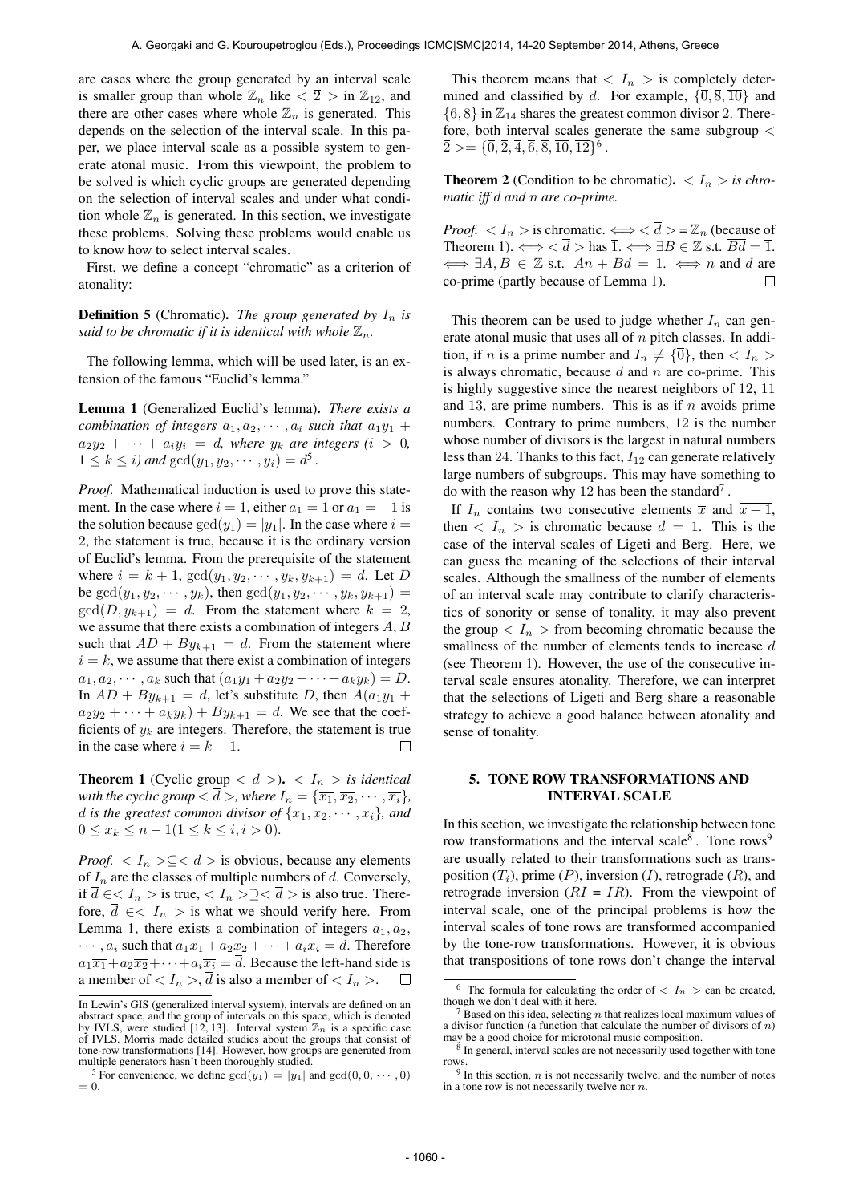are cases where the group generated by an interval scale is smaller group than whole $\mathbb{Z}_n$ like $<\overline{2}>$ in $\mathbb{Z}_{12}$, and there are other cases where whole $\mathbb{Z}_n$ is generated. This depends on the selection of the interval scale. In this paper, we place interval scale as a possible system to generate atonal music. From this viewpoint, the problem to be solved is which cyclic groups are generated depending on the selection of interval scales and under what condition whole $\mathbb{Z}_n$ is generated. In this section, we investigate these problems. Solving these problems would enable us to know how to select interval scales.

First, we define a concept "chromatic" as a criterion of atonality:

**Definition 5** (Chromatic). *The group generated by $I_n$ is said to be chromatic if it is identical with whole $\mathbb{Z}_n$.*

The following lemma, which will be used later, is an extension of the famous "Euclid's lemma."

**Lemma 1** (Generalized Euclid's lemma). *There exists a combination of integers $a_1, a_2, \cdots, a_i$ such that $a_1y_1 + a_2y_2 + \cdots + a_iy_i = d$, where $y_k$ are integers ($i > 0$, $1 \le k \le i$) and $\gcd(y_1, y_2, \cdots, y_i) = d$*[5].

*Proof.* Mathematical induction is used to prove this statement. In the case where $i = 1$, either $a_1 = 1$ or $a_1 = -1$ is the solution because $\gcd(y_1) = |y_1|$. In the case where $i = 2$, the statement is true, because it is the ordinary version of Euclid's lemma. From the prerequisite of the statement where $i = k + 1$, $\gcd(y_1, y_2, \cdots, y_k, y_{k+1}) = d$. Let $D$ be $\gcd(y_1, y_2, \cdots, y_k)$, then $\gcd(y_1, y_2, \cdots, y_k, y_{k+1}) = \gcd(D, y_{k+1}) = d$. From the statement where $k = 2$, we assume that there exists a combination of integers $A, B$ such that $AD + By_{k+1} = d$. From the statement where $i = k$, we assume that there exist a combination of integers $a_1, a_2, \cdots, a_k$ such that $(a_1y_1 + a_2y_2 + \cdots + a_ky_k) = D$. In $AD + By_{k+1} = d$, let's substitute $D$, then $A(a_1y_1 + a_2y_2 + \cdots + a_ky_k) + By_{k+1} = d$. We see that the coefficients of $y_k$ are integers. Therefore, the statement is true in the case where $i = k + 1$. $\square$

**Theorem 1** (Cyclic group $<\overline{d}>$). *$<I_n>$ is identical with the cyclic group $<\overline{d}>$, where $I_n = \{\overline{x_1}, \overline{x_2}, \cdots, \overline{x_i}\}$, $d$ is the greatest common divisor of $\{x_1, x_2, \cdots, x_i\}$, and $0 \le x_k \le n - 1 (1 \le k \le i, i > 0)$.*

*Proof.* $<I_n> \subseteq <\overline{d}>$ is obvious, because any elements of $I_n$ are the classes of multiple numbers of $d$. Conversely, if $\overline{d} \in <I_n>$ is true, $<I_n> \supseteq <\overline{d}>$ is also true. Therefore, $\overline{d} \in <I_n>$ is what we should verify here. From Lemma 1, there exists a combination of integers $a_1, a_2, \cdots, a_i$ such that $a_1x_1 + a_2x_2 + \cdots + a_ix_i = d$. Therefore $a_1\overline{x_1} + a_2\overline{x_2} + \cdots + a_i\overline{x_i} = \overline{d}$. Because the left-hand side is a member of $<I_n>$, $\overline{d}$ is also a member of $<I_n>$. $\square$

This theorem means that $<I_n>$ is completely determined and classified by $d$. For example, $\{\overline{0}, \overline{8}, \overline{10}\}$ and $\{\overline{6}, \overline{8}\}$ in $\mathbb{Z}_{14}$ shares the greatest common divisor 2. Therefore, both interval scales generate the same subgroup $<\overline{2}> = \{\overline{0}, \overline{2}, \overline{4}, \overline{6}, \overline{8}, \overline{10}, \overline{12}\}$[6].

**Theorem 2** (Condition to be chromatic). *$<I_n>$ is chromatic iff $d$ and $n$ are co-prime.*

*Proof.* $<I_n>$ is chromatic. $\iff <\overline{d}> = \mathbb{Z}_n$ (because of Theorem 1). $\iff <\overline{d}>$ has $\overline{1}$. $\iff \exists B \in \mathbb{Z}$ s.t. $B\overline{d} = \overline{1}$. $\iff \exists A, B \in \mathbb{Z}$ s.t. $An + Bd = 1$. $\iff n$ and $d$ are co-prime (partly because of Lemma 1). $\square$

This theorem can be used to judge whether $I_n$ can generate atonal music that uses all of $n$ pitch classes. In addition, if $n$ is a prime number and $I_n \neq \{\overline{0}\}$, then $<I_n>$ is always chromatic, because $d$ and $n$ are co-prime. This is highly suggestive since the nearest neighbors of 12, 11 and 13, are prime numbers. This is as if $n$ avoids prime numbers. Contrary to prime numbers, 12 is the number whose number of divisors is the largest in natural numbers less than 24. Thanks to this fact, $I_{12}$ can generate relatively large numbers of subgroups. This may have something to do with the reason why 12 has been the standard[7].

If $I_n$ contains two consecutive elements $\overline{x}$ and $\overline{x+1}$, then $<I_n>$ is chromatic because $d = 1$. This is the case of the interval scales of Ligeti and Berg. Here, we can guess the meaning of the selections of their interval scales. Although the smallness of the number of elements of an interval scale may contribute to clarify characteristics of sonority or sense of tonality, it may also prevent the group $<I_n>$ from becoming chromatic because the smallness of the number of elements tends to increase $d$ (see Theorem 1). However, the use of the consecutive interval scale ensures atonality. Therefore, we can interpret that the selections of Ligeti and Berg share a reasonable strategy to achieve a good balance between atonality and sense of tonality.

## 5. TONE ROW TRANSFORMATIONS AND INTERVAL SCALE

In this section, we investigate the relationship between tone row transformations and the interval scale[8]. Tone rows[9] are usually related to their transformations such as transposition ($T_i$), prime ($P$), inversion ($I$), retrograde ($R$), and retrograde inversion ($RI = IR$). From the viewpoint of interval scale, one of the principal problems is how the interval scales of tone rows are transformed accompanied by the tone-row transformations. However, it is obvious that transpositions of tone rows don't change the interval

---

In Lewin's GIS (generalized interval system), intervals are defined on an abstract space, and the group of intervals on this space, which is denoted by IVLS, were studied [12, 13]. Interval system $\mathbb{Z}_n$ is a specific case of IVLS. Morris made detailed studies about the groups that consist of tone-row transformations [14]. However, how groups are generated from multiple generators hasn't been thoroughly studied.

[5] For convenience, we define $\gcd(y_1) = |y_1|$ and $\gcd(0, 0, \cdots, 0) = 0$.

[6] The formula for calculating the order of $<I_n>$ can be created, though we don't deal with it here.

[7] Based on this idea, selecting $n$ that realizes local maximum values of a divisor function (a function that calculate the number of divisors of $n$) may be a good choice for microtonal music composition.

[8] In general, interval scales are not necessarily used together with tone rows.

[9] In this section, $n$ is not necessarily twelve, and the number of notes in a tone row is not necessarily twelve nor $n$.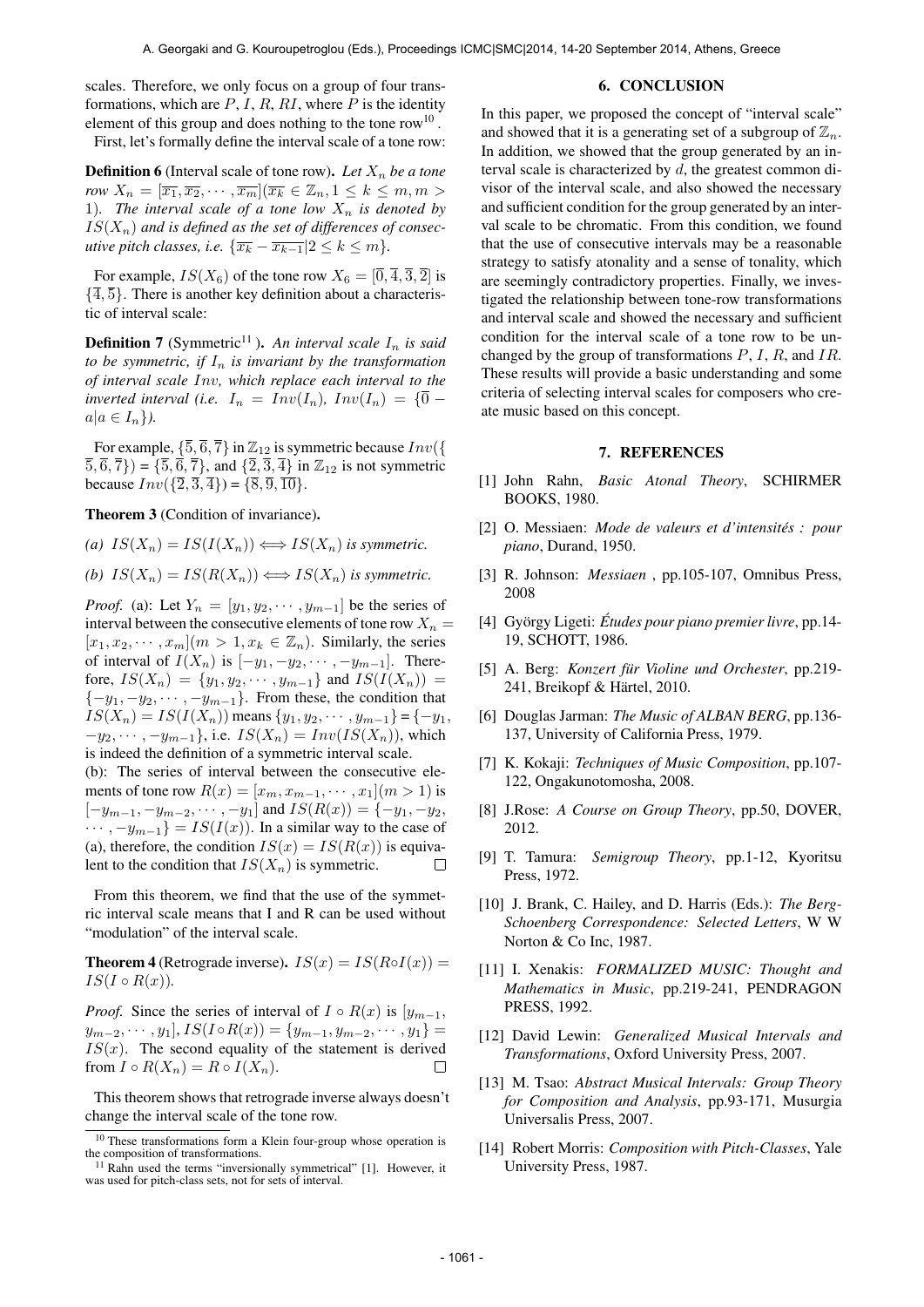scales. Therefore, we only focus on a group of four transformations, which are $P$, $I$, $R$, $RI$, where $P$ is the identity element of this group and does nothing to the tone row[10].

First, let's formally define the interval scale of a tone row:

**Definition 6** (Interval scale of tone row)**.** *Let $X_n$ be a tone row $X_n = [\overline{x_1}, \overline{x_2}, \cdots, \overline{x_m}](\overline{x_k} \in \mathbb{Z}_n, 1 \leq k \leq m, m > 1)$. The interval scale of a tone low $X_n$ is denoted by $IS(X_n)$ and is defined as the set of differences of consecutive pitch classes, i.e. $\{\overline{x_k} - \overline{x_{k-1}} | 2 \leq k \leq m\}$.*

For example, $IS(X_6)$ of the tone row $X_6 = [\overline{0}, \overline{4}, \overline{3}, \overline{2}]$ is $\{\overline{4}, \overline{5}\}$. There is another key definition about a characteristic of interval scale:

**Definition 7** (Symmetric[11])**.** *An interval scale $I_n$ is said to be symmetric, if $I_n$ is invariant by the transformation of interval scale $Inv$, which replace each interval to the inverted interval (i.e. $I_n = Inv(I_n)$, $Inv(I_n) = \{\overline{0} - a | a \in I_n\}$).*

For example, $\{\overline{5}, \overline{6}, \overline{7}\}$ in $\mathbb{Z}_{12}$ is symmetric because $Inv(\{\overline{5}, \overline{6}, \overline{7}\}) = \{\overline{5}, \overline{6}, \overline{7}\}$, and $\{\overline{2}, \overline{3}, \overline{4}\}$ in $\mathbb{Z}_{12}$ is not symmetric because $Inv(\{\overline{2}, \overline{3}, \overline{4}\}) = \{\overline{8}, \overline{9}, \overline{10}\}$.

**Theorem 3** (Condition of invariance)**.**

*(a) $IS(X_n) = IS(I(X_n)) \Longleftrightarrow IS(X_n)$ is symmetric.*

*(b) $IS(X_n) = IS(R(X_n)) \Longleftrightarrow IS(X_n)$ is symmetric.*

*Proof.* (a): Let $Y_n = [y_1, y_2, \cdots, y_{m-1}]$ be the series of interval between the consecutive elements of tone row $X_n = [x_1, x_2, \cdots, x_m](m > 1, x_k \in \mathbb{Z}_n)$. Similarly, the series of interval of $I(X_n)$ is $[-y_1, -y_2, \cdots, -y_{m-1}]$. Therefore, $IS(X_n) = \{y_1, y_2, \cdots, y_{m-1}\}$ and $IS(I(X_n)) = \{-y_1, -y_2, \cdots, -y_{m-1}\}$. From these, the condition that $IS(X_n) = IS(I(X_n))$ means $\{y_1, y_2, \cdots, y_{m-1}\} = \{-y_1, -y_2, \cdots, -y_{m-1}\}$, i.e. $IS(X_n) = Inv(IS(X_n))$, which is indeed the definition of a symmetric interval scale.

(b): The series of interval between the consecutive elements of tone row $R(x) = [x_m, x_{m-1}, \cdots, x_1](m > 1)$ is $[-y_{m-1}, -y_{m-2}, \cdots, -y_1]$ and $IS(R(x)) = \{-y_1, -y_2, \cdots, -y_{m-1}\} = IS(I(x))$. In a similar way to the case of (a), therefore, the condition $IS(x) = IS(R(x))$ is equivalent to the condition that $IS(X_n)$ is symmetric. □

From this theorem, we find that the use of the symmetric interval scale means that I and R can be used without "modulation" of the interval scale.

**Theorem 4** (Retrograde inverse)**.** $IS(x) = IS(R \circ I(x)) = IS(I \circ R(x))$.

*Proof.* Since the series of interval of $I \circ R(x)$ is $[y_{m-1}, y_{m-2}, \cdots, y_1]$, $IS(I \circ R(x)) = \{y_{m-1}, y_{m-2}, \cdots, y_1\} = IS(x)$. The second equality of the statement is derived from $I \circ R(X_n) = R \circ I(X_n)$. □

This theorem shows that retrograde inverse always doesn't change the interval scale of the tone row.

[10] These transformations form a Klein four-group whose operation is the composition of transformations.

[11] Rahn used the terms "inversionally symmetrical" [1]. However, it was used for pitch-class sets, not for sets of interval.

## 6. CONCLUSION

In this paper, we proposed the concept of "interval scale" and showed that it is a generating set of a subgroup of $\mathbb{Z}_n$. In addition, we showed that the group generated by an interval scale is characterized by $d$, the greatest common divisor of the interval scale, and also showed the necessary and sufficient condition for the group generated by an interval scale to be chromatic. From this condition, we found that the use of consecutive intervals may be a reasonable strategy to satisfy atonality and a sense of tonality, which are seemingly contradictory properties. Finally, we investigated the relationship between tone-row transformations and interval scale and showed the necessary and sufficient condition for the interval scale of a tone row to be unchanged by the group of transformations $P$, $I$, $R$, and $IR$. These results will provide a basic understanding and some criteria of selecting interval scales for composers who create music based on this concept.

## 7. REFERENCES

[1] John Rahn, *Basic Atonal Theory*, SCHIRMER BOOKS, 1980.

[2] O. Messiaen: *Mode de valeurs et d'intensités : pour piano*, Durand, 1950.

[3] R. Johnson: *Messiaen* , pp.105-107, Omnibus Press, 2008

[4] György Ligeti: *Études pour piano premier livre*, pp.14-19, SCHOTT, 1986.

[5] A. Berg: *Konzert für Violine und Orchester*, pp.219-241, Breikopf & Härtel, 2010.

[6] Douglas Jarman: *The Music of ALBAN BERG*, pp.136-137, University of California Press, 1979.

[7] K. Kokaji: *Techniques of Music Composition*, pp.107-122, Ongakunotomosha, 2008.

[8] J.Rose: *A Course on Group Theory*, pp.50, DOVER, 2012.

[9] T. Tamura: *Semigroup Theory*, pp.1-12, Kyoritsu Press, 1972.

[10] J. Brank, C. Hailey, and D. Harris (Eds.): *The Berg-Schoenberg Correspondence: Selected Letters*, W W Norton & Co Inc, 1987.

[11] I. Xenakis: *FORMALIZED MUSIC: Thought and Mathematics in Music*, pp.219-241, PENDRAGON PRESS, 1992.

[12] David Lewin: *Generalized Musical Intervals and Transformations*, Oxford University Press, 2007.

[13] M. Tsao: *Abstract Musical Intervals: Group Theory for Composition and Analysis*, pp.93-171, Musurgia Universalis Press, 2007.

[14] Robert Morris: *Composition with Pitch-Classes*, Yale University Press, 1987.